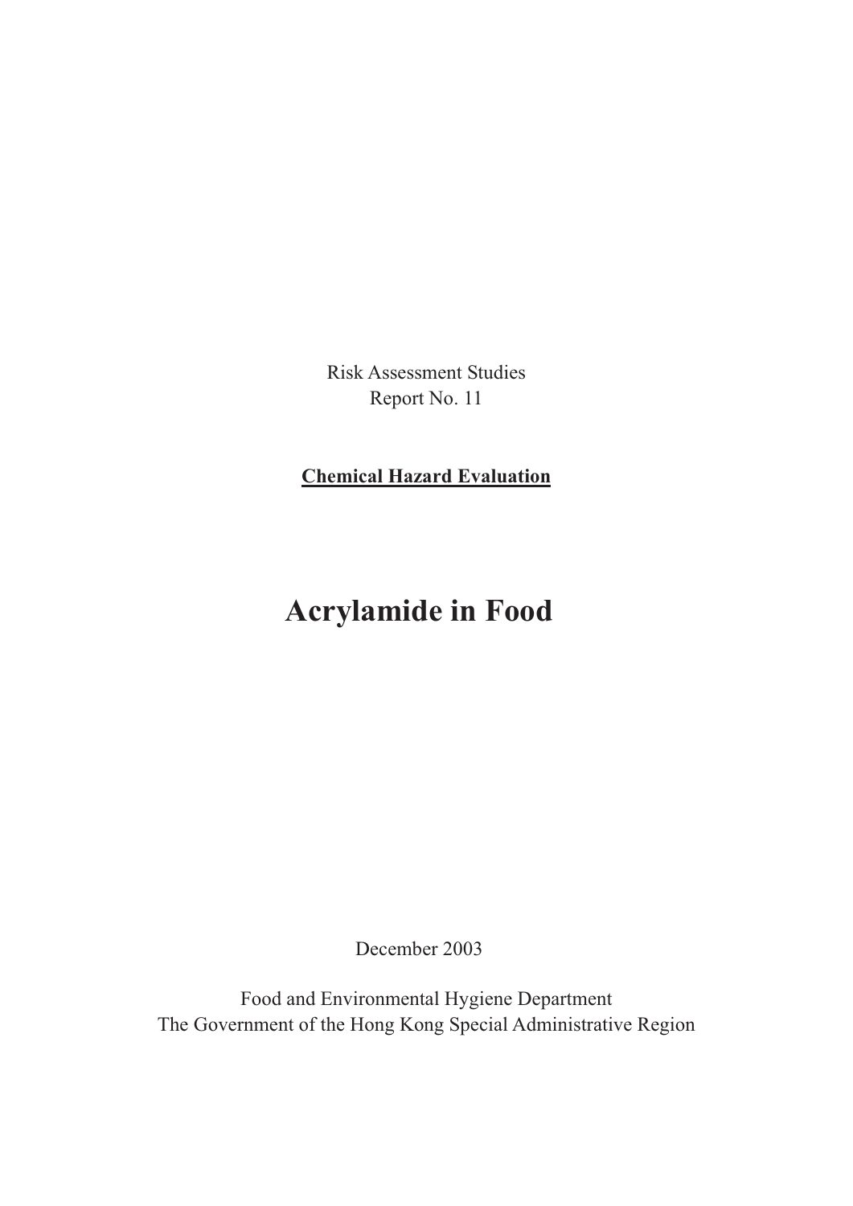Risk Assessment Studies
Report No. 11

**Chemical Hazard Evaluation**

# Acrylamide in Food

December 2003

Food and Environmental Hygiene Department
The Government of the Hong Kong Special Administrative Region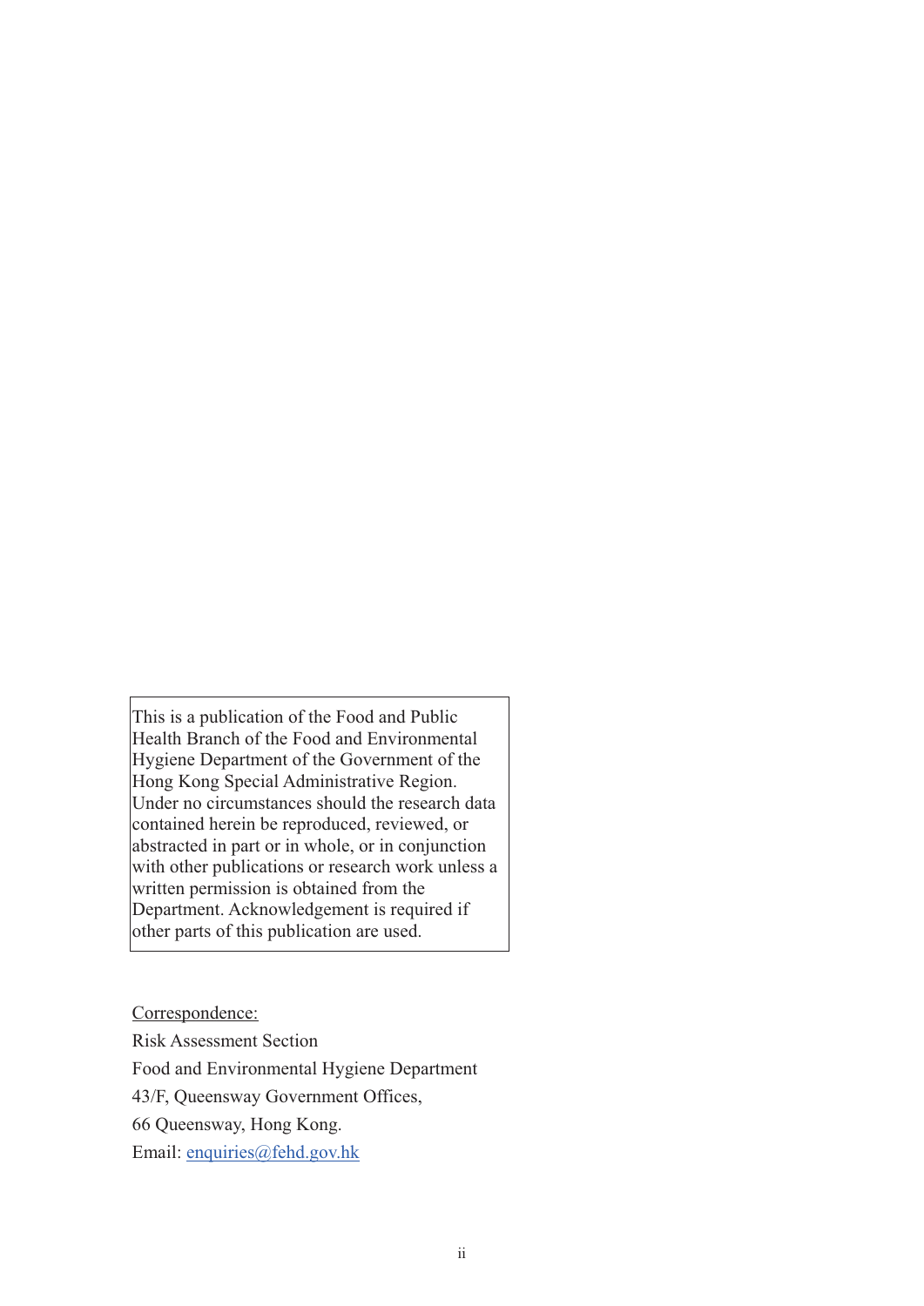This is a publication of the Food and Public Health Branch of the Food and Environmental Hygiene Department of the Government of the Hong Kong Special Administrative Region. Under no circumstances should the research data contained herein be reproduced, reviewed, or abstracted in part or in whole, or in conjunction with other publications or research work unless a written permission is obtained from the Department. Acknowledgement is required if other parts of this publication are used.

Correspondence:

Risk Assessment Section

Food and Environmental Hygiene Department

43/F, Queensway Government Offices,

66 Queensway, Hong Kong.

Email: enquiries@fehd.gov.hk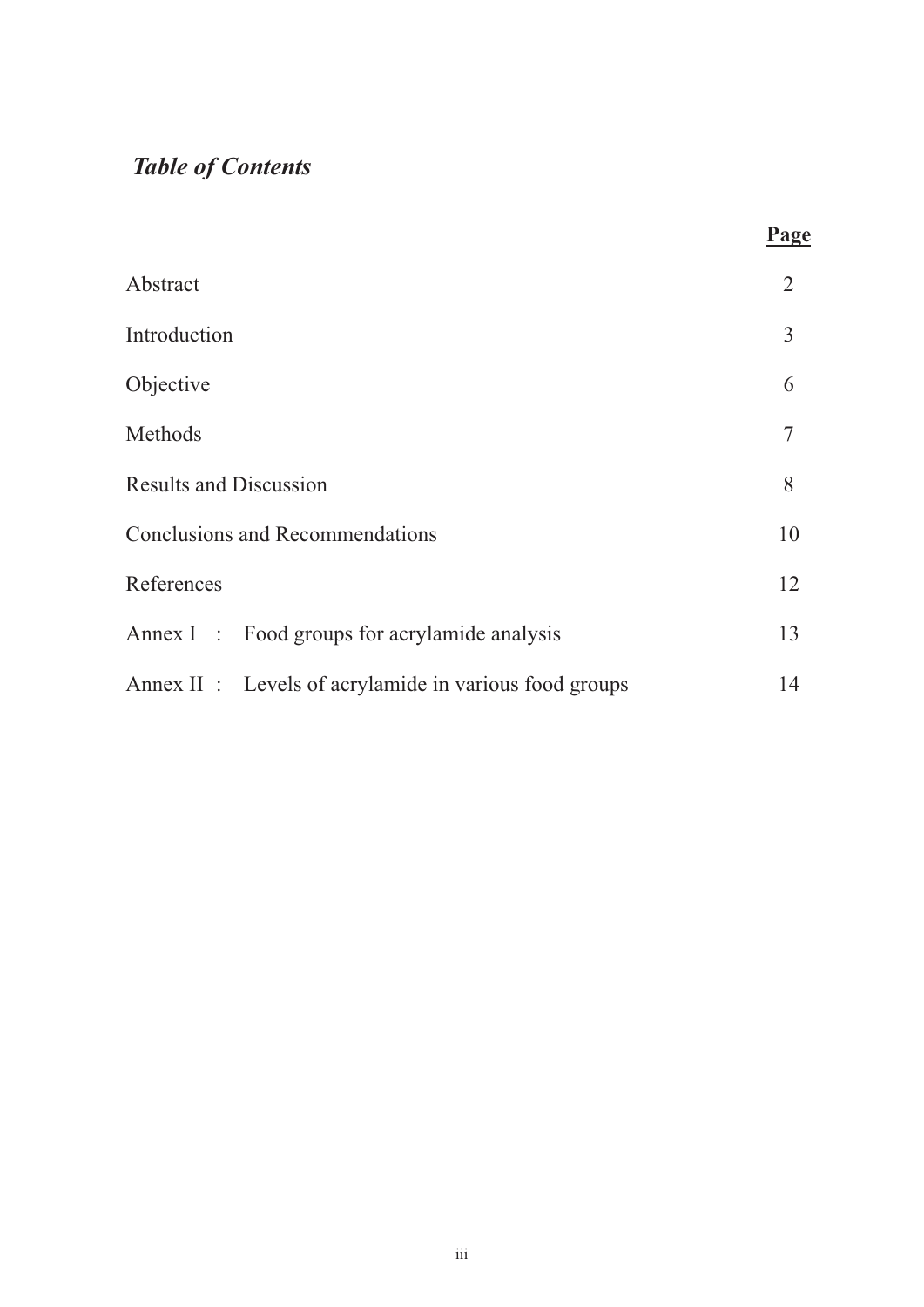# *Table of Contents*

| | **Page** |
|---|---|
| Abstract | 2 |
| Introduction | 3 |
| Objective | 6 |
| Methods | 7 |
| Results and Discussion | 8 |
| Conclusions and Recommendations | 10 |
| References | 12 |
| Annex I : Food groups for acrylamide analysis | 13 |
| Annex II : Levels of acrylamide in various food groups | 14 |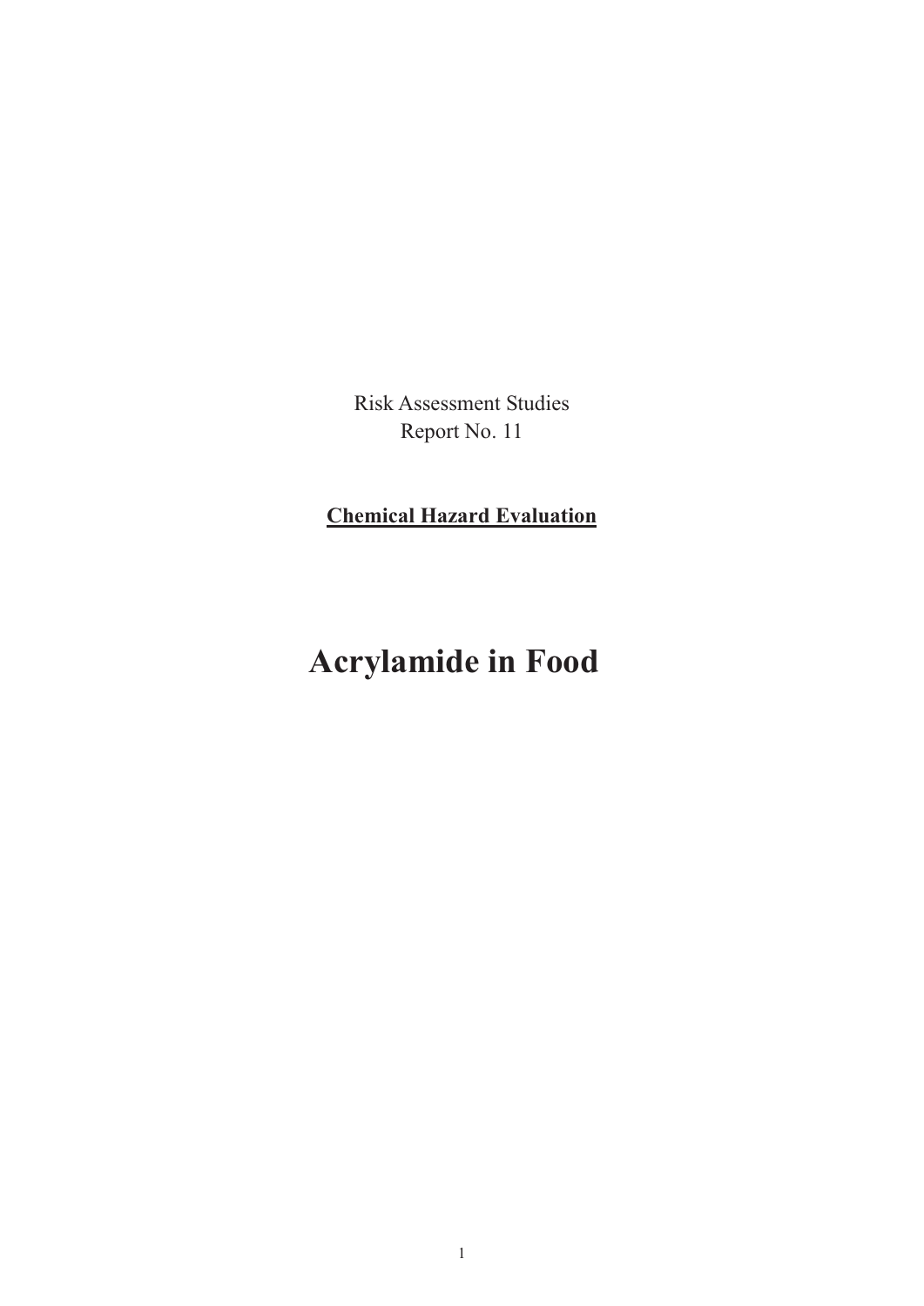Risk Assessment Studies
Report No. 11

**Chemical Hazard Evaluation**

# Acrylamide in Food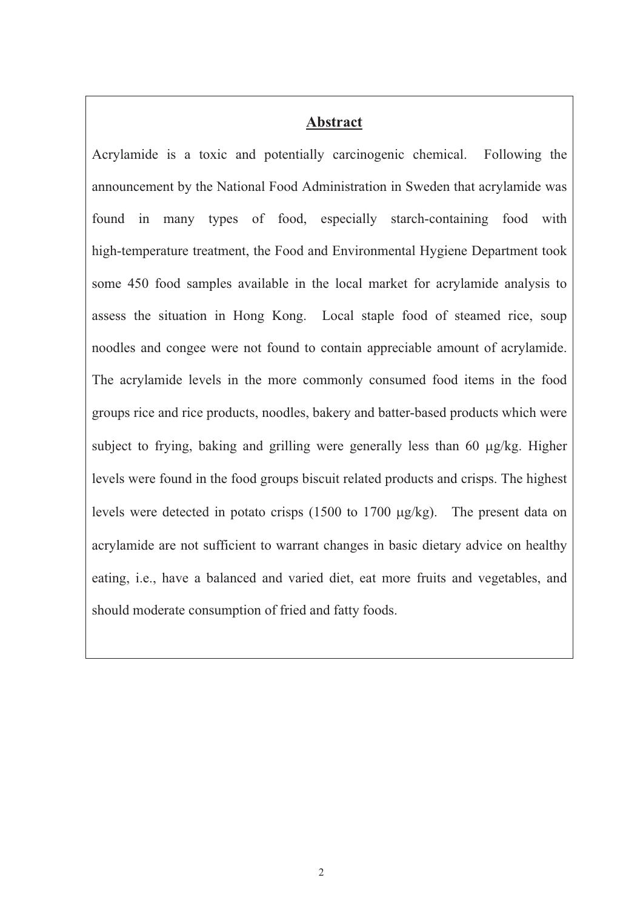## Abstract

Acrylamide is a toxic and potentially carcinogenic chemical. Following the announcement by the National Food Administration in Sweden that acrylamide was found in many types of food, especially starch-containing food with high-temperature treatment, the Food and Environmental Hygiene Department took some 450 food samples available in the local market for acrylamide analysis to assess the situation in Hong Kong. Local staple food of steamed rice, soup noodles and congee were not found to contain appreciable amount of acrylamide. The acrylamide levels in the more commonly consumed food items in the food groups rice and rice products, noodles, bakery and batter-based products which were subject to frying, baking and grilling were generally less than 60 μg/kg. Higher levels were found in the food groups biscuit related products and crisps. The highest levels were detected in potato crisps (1500 to 1700 μg/kg). The present data on acrylamide are not sufficient to warrant changes in basic dietary advice on healthy eating, i.e., have a balanced and varied diet, eat more fruits and vegetables, and should moderate consumption of fried and fatty foods.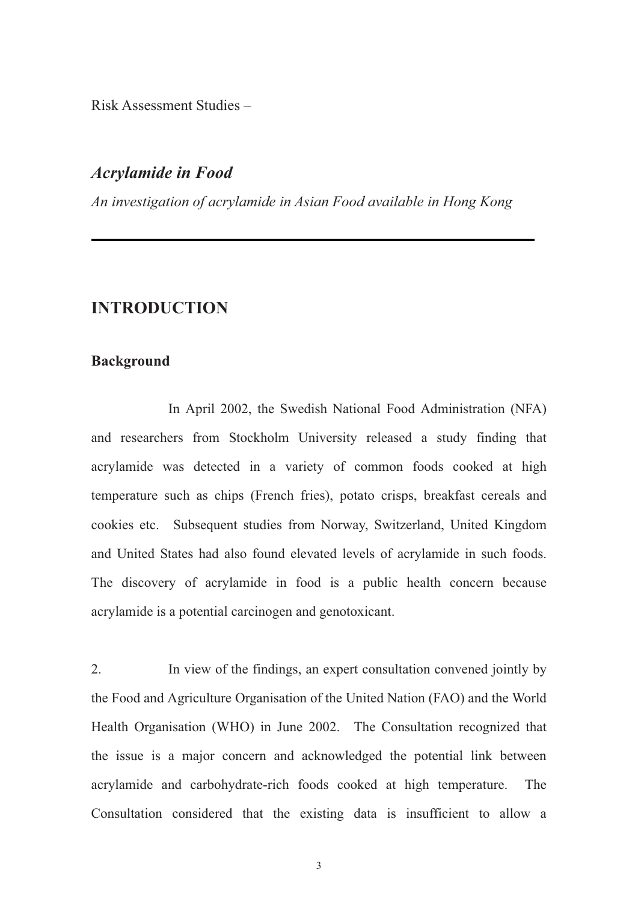Risk Assessment Studies –

## *Acrylamide in Food*

*An investigation of acrylamide in Asian Food available in Hong Kong*

---

# INTRODUCTION

### Background

In April 2002, the Swedish National Food Administration (NFA) and researchers from Stockholm University released a study finding that acrylamide was detected in a variety of common foods cooked at high temperature such as chips (French fries), potato crisps, breakfast cereals and cookies etc. Subsequent studies from Norway, Switzerland, United Kingdom and United States had also found elevated levels of acrylamide in such foods. The discovery of acrylamide in food is a public health concern because acrylamide is a potential carcinogen and genotoxicant.

2. In view of the findings, an expert consultation convened jointly by the Food and Agriculture Organisation of the United Nation (FAO) and the World Health Organisation (WHO) in June 2002. The Consultation recognized that the issue is a major concern and acknowledged the potential link between acrylamide and carbohydrate-rich foods cooked at high temperature. The Consultation considered that the existing data is insufficient to allow a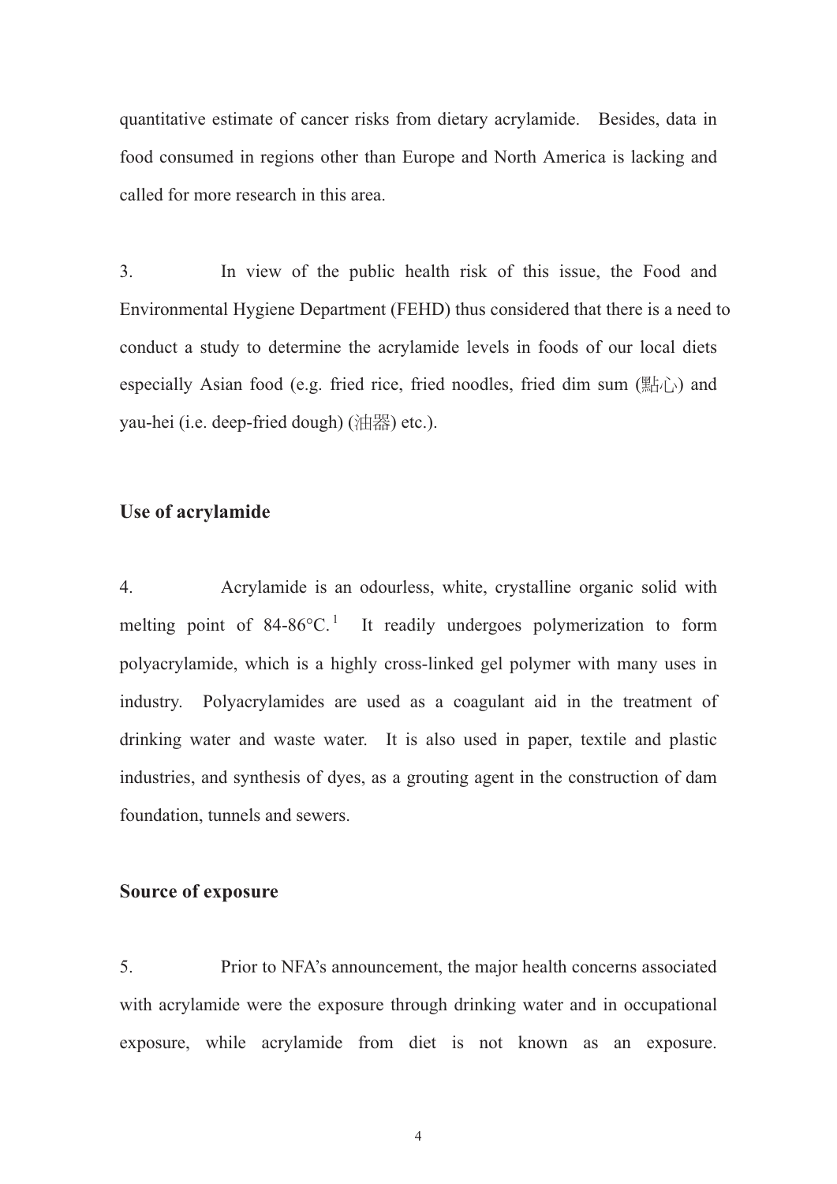quantitative estimate of cancer risks from dietary acrylamide. Besides, data in food consumed in regions other than Europe and North America is lacking and called for more research in this area.

3. In view of the public health risk of this issue, the Food and Environmental Hygiene Department (FEHD) thus considered that there is a need to conduct a study to determine the acrylamide levels in foods of our local diets especially Asian food (e.g. fried rice, fried noodles, fried dim sum (點心) and yau-hei (i.e. deep-fried dough) (油器) etc.).

## Use of acrylamide

4. Acrylamide is an odourless, white, crystalline organic solid with melting point of 84-86°C.[1] It readily undergoes polymerization to form polyacrylamide, which is a highly cross-linked gel polymer with many uses in industry. Polyacrylamides are used as a coagulant aid in the treatment of drinking water and waste water. It is also used in paper, textile and plastic industries, and synthesis of dyes, as a grouting agent in the construction of dam foundation, tunnels and sewers.

## Source of exposure

5. Prior to NFA's announcement, the major health concerns associated with acrylamide were the exposure through drinking water and in occupational exposure, while acrylamide from diet is not known as an exposure.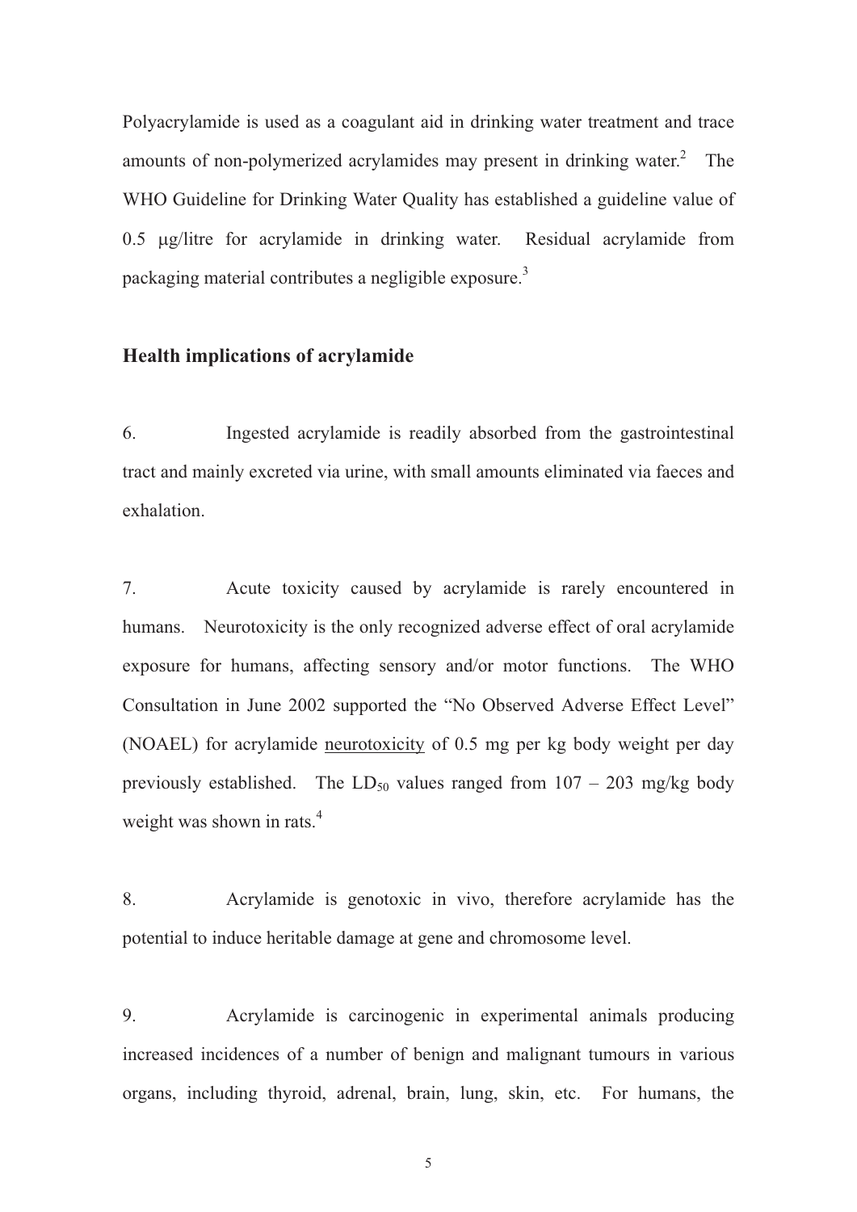Polyacrylamide is used as a coagulant aid in drinking water treatment and trace amounts of non-polymerized acrylamides may present in drinking water.[2] The WHO Guideline for Drinking Water Quality has established a guideline value of 0.5 μg/litre for acrylamide in drinking water. Residual acrylamide from packaging material contributes a negligible exposure.[3]

## Health implications of acrylamide

6. Ingested acrylamide is readily absorbed from the gastrointestinal tract and mainly excreted via urine, with small amounts eliminated via faeces and exhalation.

7. Acute toxicity caused by acrylamide is rarely encountered in humans. Neurotoxicity is the only recognized adverse effect of oral acrylamide exposure for humans, affecting sensory and/or motor functions. The WHO Consultation in June 2002 supported the "No Observed Adverse Effect Level" (NOAEL) for acrylamide <u>neurotoxicity</u> of 0.5 mg per kg body weight per day previously established. The $LD_{50}$ values ranged from 107 – 203 mg/kg body weight was shown in rats.[4]

8. Acrylamide is genotoxic in vivo, therefore acrylamide has the potential to induce heritable damage at gene and chromosome level.

9. Acrylamide is carcinogenic in experimental animals producing increased incidences of a number of benign and malignant tumours in various organs, including thyroid, adrenal, brain, lung, skin, etc. For humans, the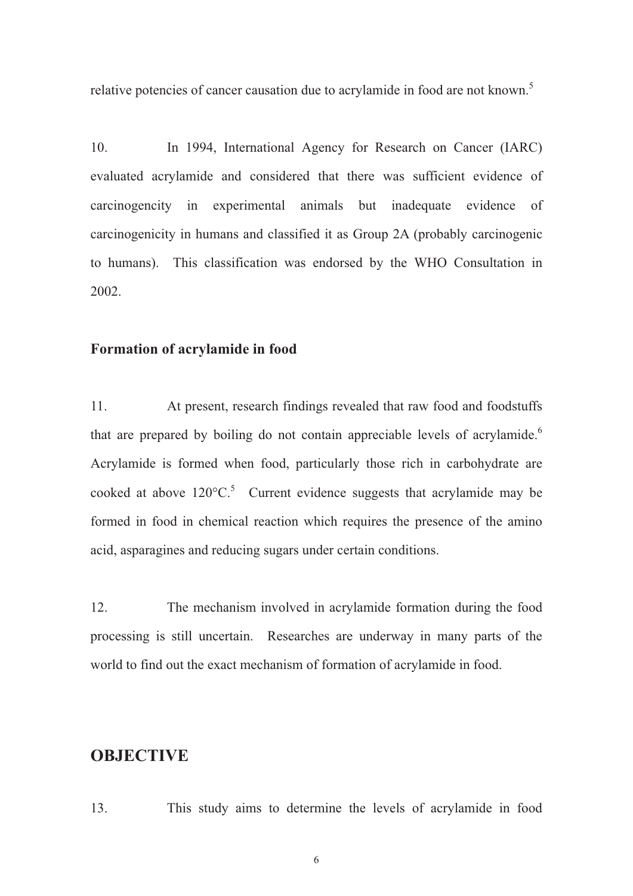relative potencies of cancer causation due to acrylamide in food are not known.[5]

10. In 1994, International Agency for Research on Cancer (IARC) evaluated acrylamide and considered that there was sufficient evidence of carcinogencity in experimental animals but inadequate evidence of carcinogenicity in humans and classified it as Group 2A (probably carcinogenic to humans). This classification was endorsed by the WHO Consultation in 2002.

### Formation of acrylamide in food

11. At present, research findings revealed that raw food and foodstuffs that are prepared by boiling do not contain appreciable levels of acrylamide.[6] Acrylamide is formed when food, particularly those rich in carbohydrate are cooked at above 120°C.[5] Current evidence suggests that acrylamide may be formed in food in chemical reaction which requires the presence of the amino acid, asparagines and reducing sugars under certain conditions.

12. The mechanism involved in acrylamide formation during the food processing is still uncertain. Researches are underway in many parts of the world to find out the exact mechanism of formation of acrylamide in food.

## OBJECTIVE

13. This study aims to determine the levels of acrylamide in food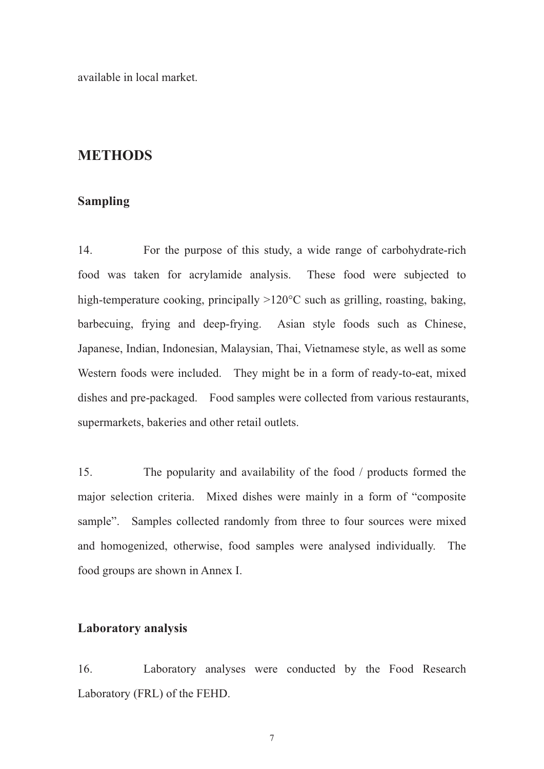available in local market.

## METHODS

### Sampling

14. For the purpose of this study, a wide range of carbohydrate-rich food was taken for acrylamide analysis. These food were subjected to high-temperature cooking, principally >120°C such as grilling, roasting, baking, barbecuing, frying and deep-frying. Asian style foods such as Chinese, Japanese, Indian, Indonesian, Malaysian, Thai, Vietnamese style, as well as some Western foods were included. They might be in a form of ready-to-eat, mixed dishes and pre-packaged. Food samples were collected from various restaurants, supermarkets, bakeries and other retail outlets.

15. The popularity and availability of the food / products formed the major selection criteria. Mixed dishes were mainly in a form of "composite sample". Samples collected randomly from three to four sources were mixed and homogenized, otherwise, food samples were analysed individually. The food groups are shown in Annex I.

### Laboratory analysis

16. Laboratory analyses were conducted by the Food Research Laboratory (FRL) of the FEHD.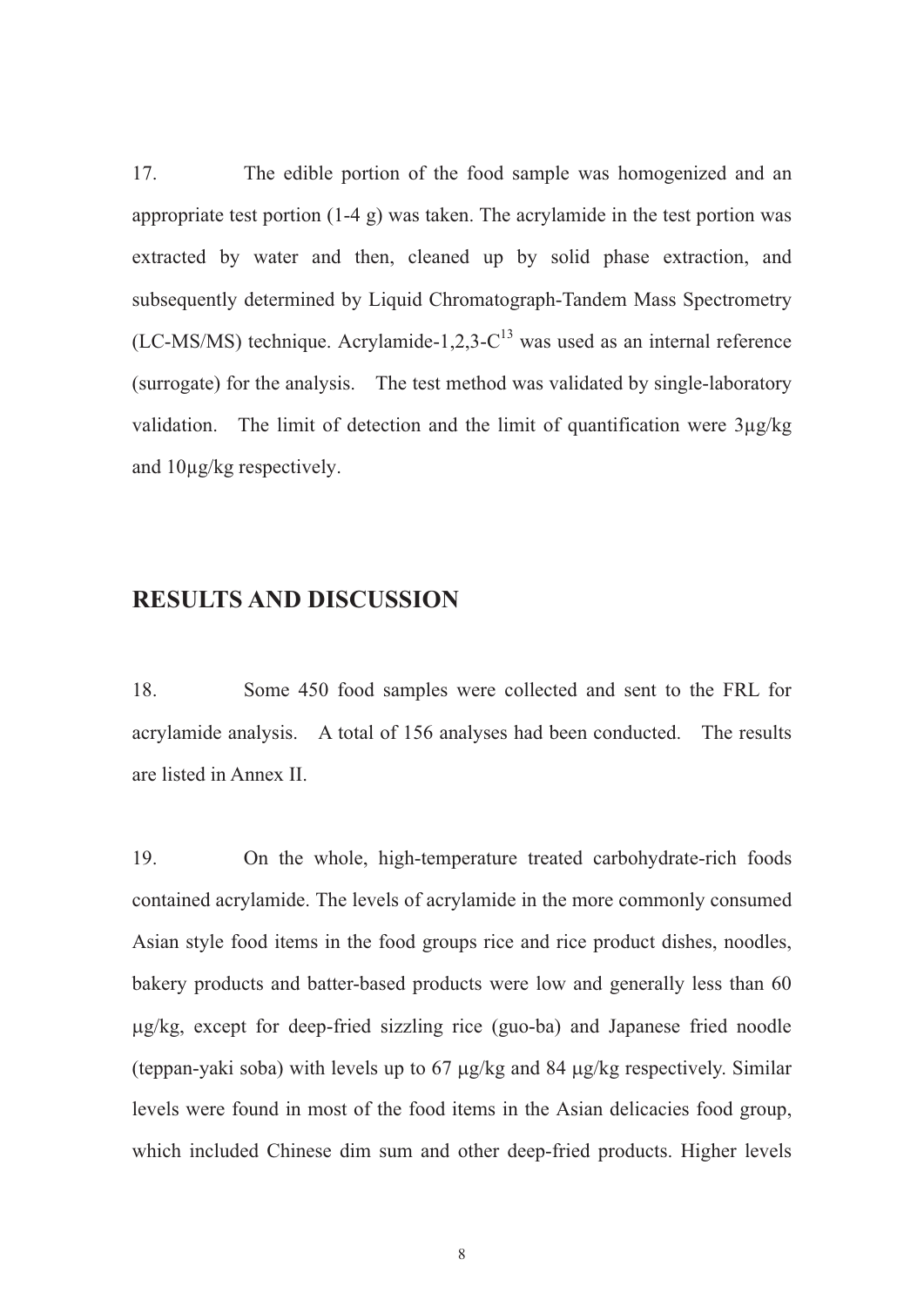17. The edible portion of the food sample was homogenized and an appropriate test portion (1-4 g) was taken. The acrylamide in the test portion was extracted by water and then, cleaned up by solid phase extraction, and subsequently determined by Liquid Chromatograph-Tandem Mass Spectrometry (LC-MS/MS) technique. Acrylamide-1,2,3-$C^{13}$ was used as an internal reference (surrogate) for the analysis. The test method was validated by single-laboratory validation. The limit of detection and the limit of quantification were 3µg/kg and 10µg/kg respectively.

## RESULTS AND DISCUSSION

18. Some 450 food samples were collected and sent to the FRL for acrylamide analysis. A total of 156 analyses had been conducted. The results are listed in Annex II.

19. On the whole, high-temperature treated carbohydrate-rich foods contained acrylamide. The levels of acrylamide in the more commonly consumed Asian style food items in the food groups rice and rice product dishes, noodles, bakery products and batter-based products were low and generally less than 60 µg/kg, except for deep-fried sizzling rice (guo-ba) and Japanese fried noodle (teppan-yaki soba) with levels up to 67 µg/kg and 84 µg/kg respectively. Similar levels were found in most of the food items in the Asian delicacies food group, which included Chinese dim sum and other deep-fried products. Higher levels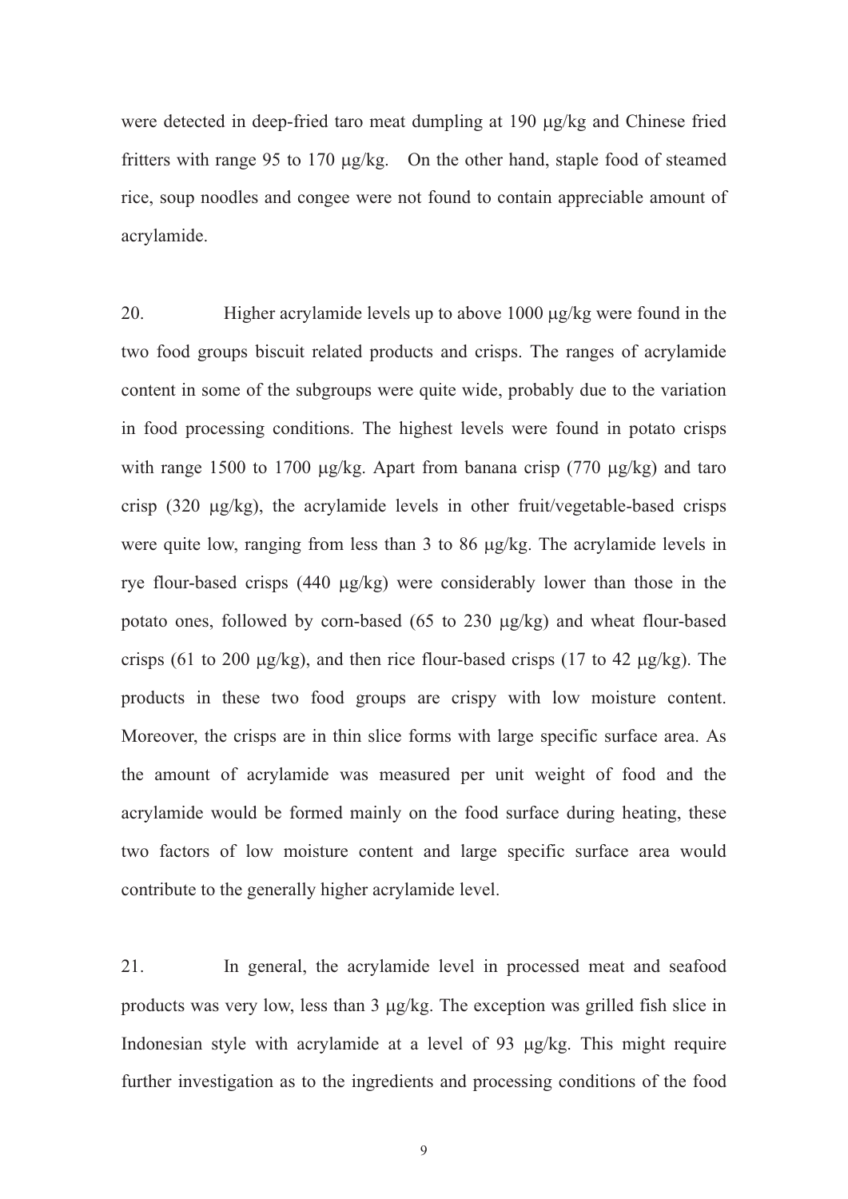were detected in deep-fried taro meat dumpling at 190 μg/kg and Chinese fried fritters with range 95 to 170 μg/kg. On the other hand, staple food of steamed rice, soup noodles and congee were not found to contain appreciable amount of acrylamide.

20. Higher acrylamide levels up to above 1000 μg/kg were found in the two food groups biscuit related products and crisps. The ranges of acrylamide content in some of the subgroups were quite wide, probably due to the variation in food processing conditions. The highest levels were found in potato crisps with range 1500 to 1700 μg/kg. Apart from banana crisp (770 μg/kg) and taro crisp (320 μg/kg), the acrylamide levels in other fruit/vegetable-based crisps were quite low, ranging from less than 3 to 86 μg/kg. The acrylamide levels in rye flour-based crisps (440 μg/kg) were considerably lower than those in the potato ones, followed by corn-based (65 to 230 μg/kg) and wheat flour-based crisps (61 to 200 μg/kg), and then rice flour-based crisps (17 to 42 μg/kg). The products in these two food groups are crispy with low moisture content. Moreover, the crisps are in thin slice forms with large specific surface area. As the amount of acrylamide was measured per unit weight of food and the acrylamide would be formed mainly on the food surface during heating, these two factors of low moisture content and large specific surface area would contribute to the generally higher acrylamide level.

21. In general, the acrylamide level in processed meat and seafood products was very low, less than 3 μg/kg. The exception was grilled fish slice in Indonesian style with acrylamide at a level of 93 μg/kg. This might require further investigation as to the ingredients and processing conditions of the food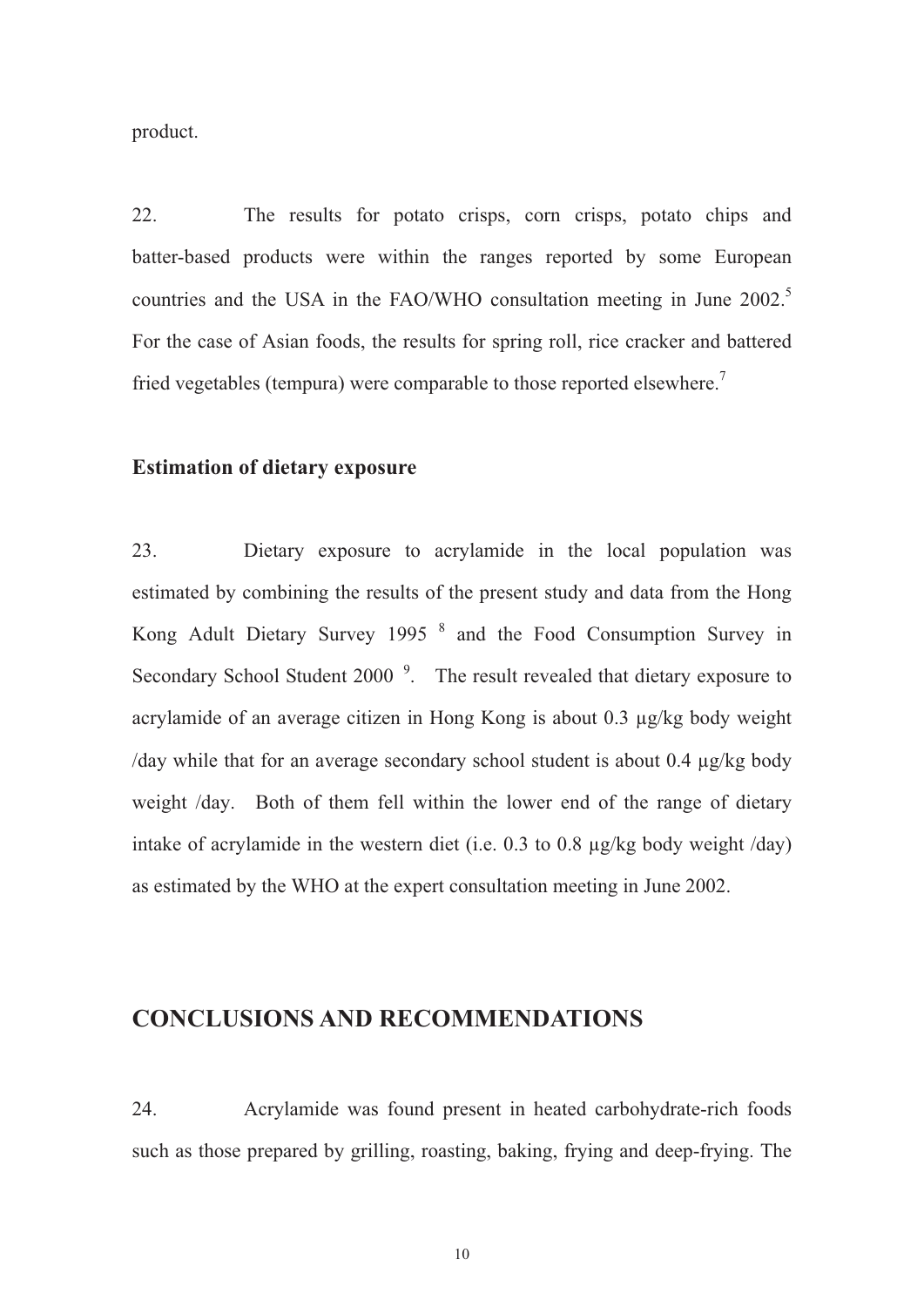product.

22. The results for potato crisps, corn crisps, potato chips and batter-based products were within the ranges reported by some European countries and the USA in the FAO/WHO consultation meeting in June 2002.[5] For the case of Asian foods, the results for spring roll, rice cracker and battered fried vegetables (tempura) were comparable to those reported elsewhere.[7]

### Estimation of dietary exposure

23. Dietary exposure to acrylamide in the local population was estimated by combining the results of the present study and data from the Hong Kong Adult Dietary Survey 1995 [8] and the Food Consumption Survey in Secondary School Student 2000 [9]. The result revealed that dietary exposure to acrylamide of an average citizen in Hong Kong is about 0.3 µg/kg body weight /day while that for an average secondary school student is about 0.4 µg/kg body weight /day. Both of them fell within the lower end of the range of dietary intake of acrylamide in the western diet (i.e. 0.3 to 0.8 µg/kg body weight /day) as estimated by the WHO at the expert consultation meeting in June 2002.

## CONCLUSIONS AND RECOMMENDATIONS

24. Acrylamide was found present in heated carbohydrate-rich foods such as those prepared by grilling, roasting, baking, frying and deep-frying. The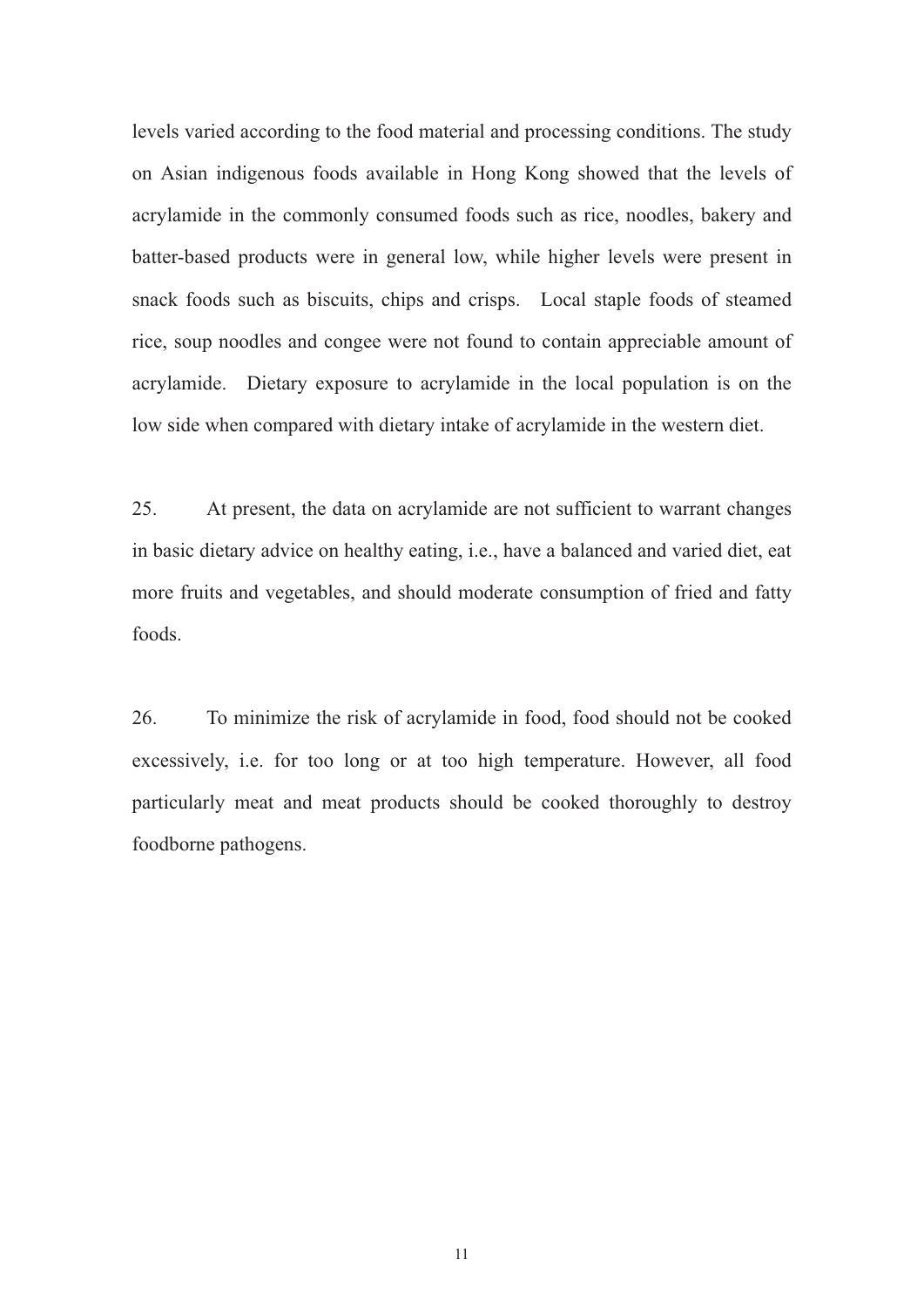levels varied according to the food material and processing conditions. The study on Asian indigenous foods available in Hong Kong showed that the levels of acrylamide in the commonly consumed foods such as rice, noodles, bakery and batter-based products were in general low, while higher levels were present in snack foods such as biscuits, chips and crisps. Local staple foods of steamed rice, soup noodles and congee were not found to contain appreciable amount of acrylamide. Dietary exposure to acrylamide in the local population is on the low side when compared with dietary intake of acrylamide in the western diet.

25. At present, the data on acrylamide are not sufficient to warrant changes in basic dietary advice on healthy eating, i.e., have a balanced and varied diet, eat more fruits and vegetables, and should moderate consumption of fried and fatty foods.

26. To minimize the risk of acrylamide in food, food should not be cooked excessively, i.e. for too long or at too high temperature. However, all food particularly meat and meat products should be cooked thoroughly to destroy foodborne pathogens.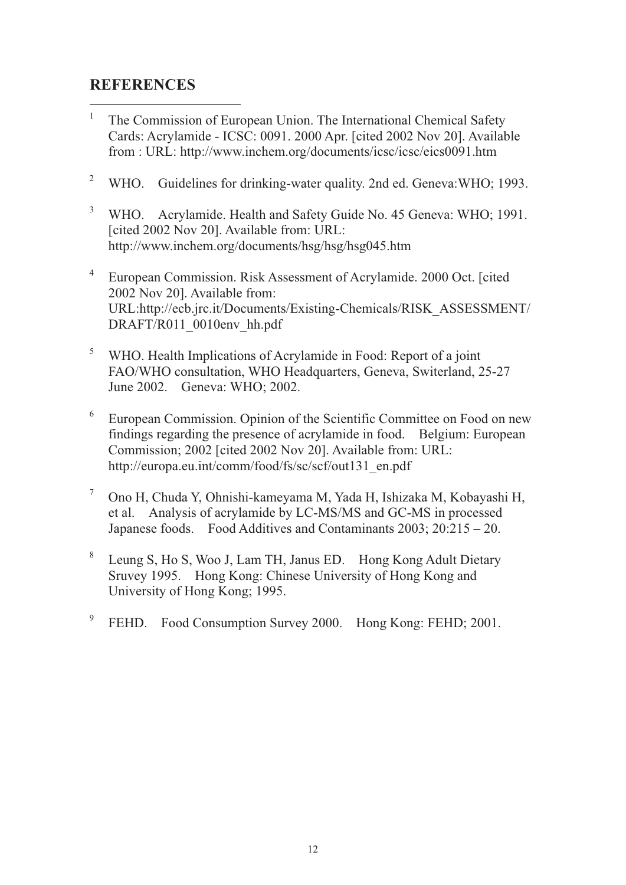## REFERENCES

1. The Commission of European Union. The International Chemical Safety Cards: Acrylamide - ICSC: 0091. 2000 Apr. [cited 2002 Nov 20]. Available from : URL: http://www.inchem.org/documents/icsc/icsc/eics0091.htm

2. WHO. Guidelines for drinking-water quality. 2nd ed. Geneva:WHO; 1993.

3. WHO. Acrylamide. Health and Safety Guide No. 45 Geneva: WHO; 1991. [cited 2002 Nov 20]. Available from: URL: http://www.inchem.org/documents/hsg/hsg/hsg045.htm

4. European Commission. Risk Assessment of Acrylamide. 2000 Oct. [cited 2002 Nov 20]. Available from: URL:http://ecb.jrc.it/Documents/Existing-Chemicals/RISK_ASSESSMENT/DRAFT/R011_0010env_hh.pdf

5. WHO. Health Implications of Acrylamide in Food: Report of a joint FAO/WHO consultation, WHO Headquarters, Geneva, Switerland, 25-27 June 2002. Geneva: WHO; 2002.

6. European Commission. Opinion of the Scientific Committee on Food on new findings regarding the presence of acrylamide in food. Belgium: European Commission; 2002 [cited 2002 Nov 20]. Available from: URL: http://europa.eu.int/comm/food/fs/sc/scf/out131_en.pdf

7. Ono H, Chuda Y, Ohnishi-kameyama M, Yada H, Ishizaka M, Kobayashi H, et al. Analysis of acrylamide by LC-MS/MS and GC-MS in processed Japanese foods. Food Additives and Contaminants 2003; 20:215 – 20.

8. Leung S, Ho S, Woo J, Lam TH, Janus ED. Hong Kong Adult Dietary Sruvey 1995. Hong Kong: Chinese University of Hong Kong and University of Hong Kong; 1995.

9. FEHD. Food Consumption Survey 2000. Hong Kong: FEHD; 2001.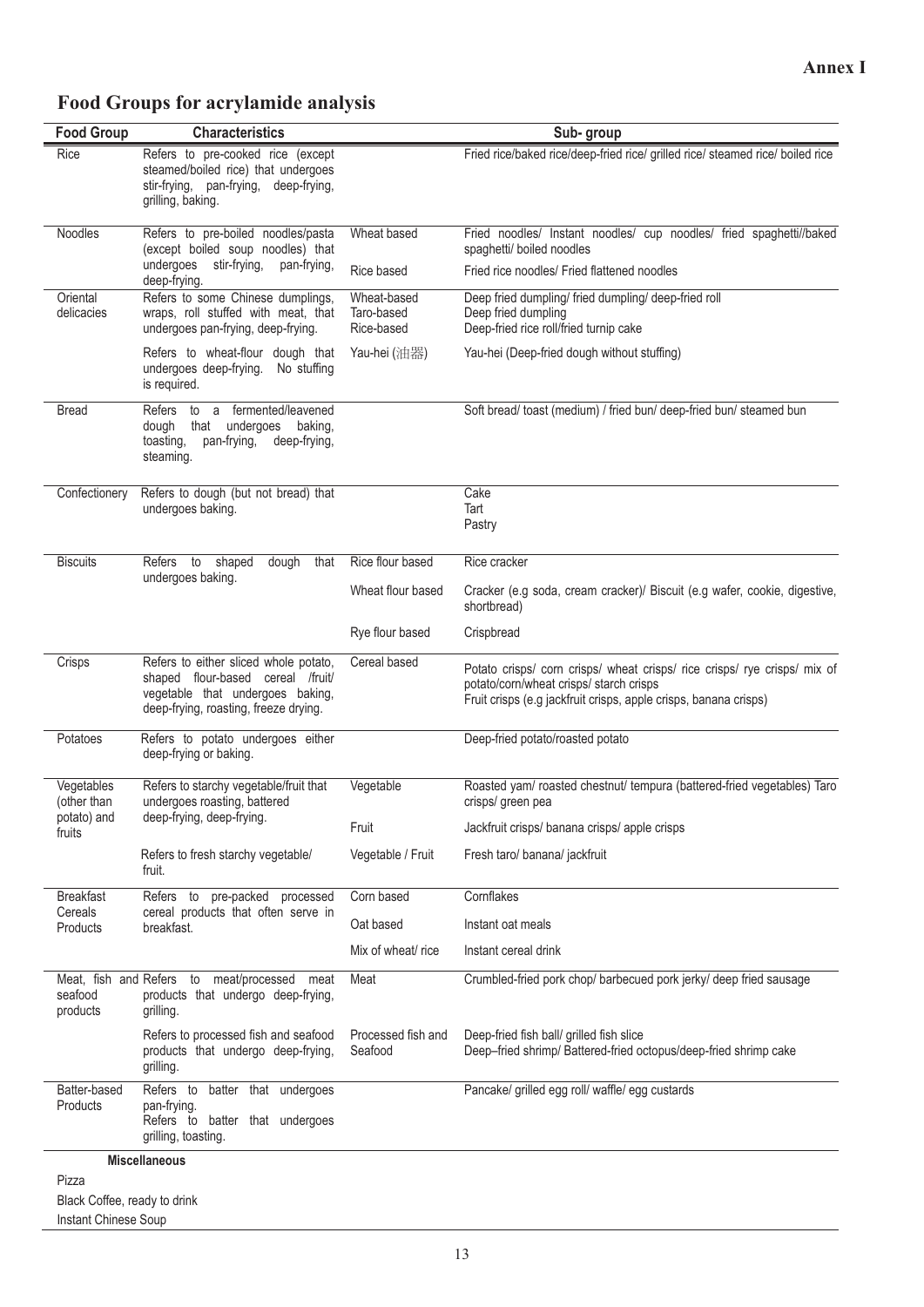**Annex I**

## Food Groups for acrylamide analysis

| Food Group | Characteristics | | Sub- group |
|---|---|---|---|
| Rice | Refers to pre-cooked rice (except steamed/boiled rice) that undergoes stir-frying, pan-frying, deep-frying, grilling, baking. | | Fried rice/baked rice/deep-fried rice/ grilled rice/ steamed rice/ boiled rice |
| Noodles | Refers to pre-boiled noodles/pasta (except boiled soup noodles) that undergoes stir-frying, pan-frying, deep-frying. | Wheat based | Fried noodles/ Instant noodles/ cup noodles/ fried spaghetti//baked spaghetti/ boiled noodles |
| | | Rice based | Fried rice noodles/ Fried flattened noodles |
| Oriental delicacies | Refers to some Chinese dumplings, wraps, roll stuffed with meat, that undergoes pan-frying, deep-frying. | Wheat-based | Deep fried dumpling/ fried dumpling/ deep-fried roll |
| | | Taro-based | Deep fried dumpling |
| | | Rice-based | Deep-fried rice roll/fried turnip cake |
| | Refers to wheat-flour dough that undergoes deep-frying. No stuffing is required. | Yau-hei (油器) | Yau-hei (Deep-fried dough without stuffing) |
| Bread | Refers to a fermented/leavened dough that undergoes baking, toasting, pan-frying, deep-frying, steaming. | | Soft bread/ toast (medium) / fried bun/ deep-fried bun/ steamed bun |
| Confectionery | Refers to dough (but not bread) that undergoes baking. | | Cake<br>Tart<br>Pastry |
| Biscuits | Refers to shaped dough that undergoes baking. | Rice flour based | Rice cracker |
| | | Wheat flour based | Cracker (e.g soda, cream cracker)/ Biscuit (e.g wafer, cookie, digestive, shortbread) |
| | | Rye flour based | Crispbread |
| Crisps | Refers to either sliced whole potato, shaped flour-based cereal /fruit/ vegetable that undergoes baking, deep-frying, roasting, freeze drying. | Cereal based | Potato crisps/ corn crisps/ wheat crisps/ rice crisps/ rye crisps/ mix of potato/corn/wheat crisps/ starch crisps<br>Fruit crisps (e.g jackfruit crisps, apple crisps, banana crisps) |
| Potatoes | Refers to potato undergoes either deep-frying or baking. | | Deep-fried potato/roasted potato |
| Vegetables (other than potato) and fruits | Refers to starchy vegetable/fruit that undergoes roasting, battered deep-frying, deep-frying. | Vegetable | Roasted yam/ roasted chestnut/ tempura (battered-fried vegetables) Taro crisps/ green pea |
| | | Fruit | Jackfruit crisps/ banana crisps/ apple crisps |
| | Refers to fresh starchy vegetable/ fruit. | Vegetable / Fruit | Fresh taro/ banana/ jackfruit |
| Breakfast Cereals Products | Refers to pre-packed processed cereal products that often serve in breakfast. | Corn based | Cornflakes |
| | | Oat based | Instant oat meals |
| | | Mix of wheat/ rice | Instant cereal drink |
| Meat, fish and seafood products | Refers to meat/processed meat products that undergo deep-frying, grilling. | Meat | Crumbled-fried pork chop/ barbecued pork jerky/ deep fried sausage |
| | Refers to processed fish and seafood products that undergo deep-frying, grilling. | Processed fish and Seafood | Deep-fried fish ball/ grilled fish slice<br>Deep–fried shrimp/ Battered-fried octopus/deep-fried shrimp cake |
| Batter-based Products | Refers to batter that undergoes pan-frying.<br>Refers to batter that undergoes grilling, toasting. | | Pancake/ grilled egg roll/ waffle/ egg custards |
| **Miscellaneous** | | | |
| Pizza | | | |
| Black Coffee, ready to drink | | | |
| Instant Chinese Soup | | | |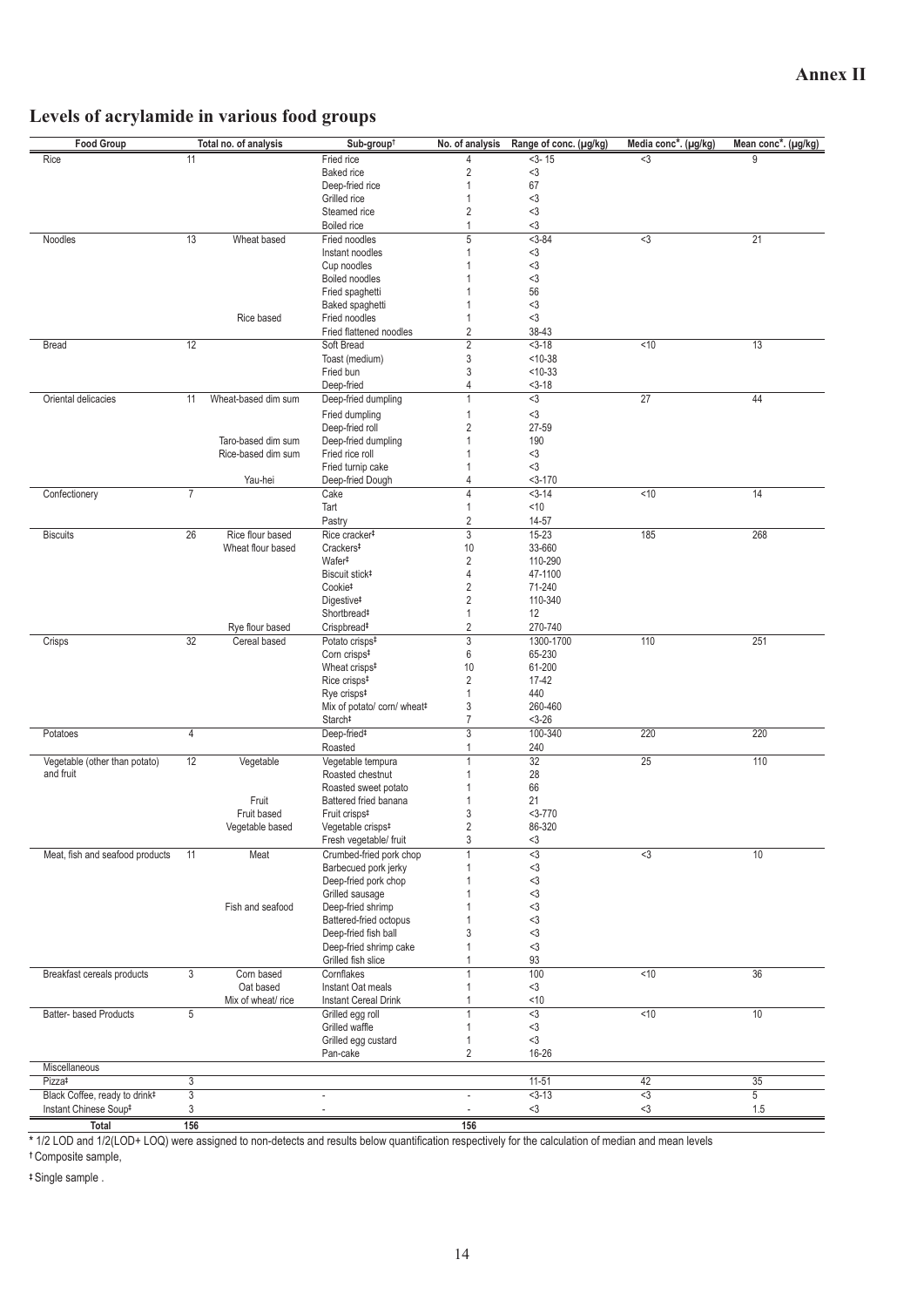# Annex II

## Levels of acrylamide in various food groups

| Food Group | Total no. of analysis | | Sub-group† | No. of analysis | Range of conc. (μg/kg) | Media conc*. (μg/kg) | Mean conc*. (μg/kg) |
|---|---|---|---|---|---|---|---|
| Rice | 11 | | Fried rice | 4 | <3- 15 | <3 | 9 |
| | | | Baked rice | 2 | <3 | | |
| | | | Deep-fried rice | 1 | 67 | | |
| | | | Grilled rice | 1 | <3 | | |
| | | | Steamed rice | 2 | <3 | | |
| | | | Boiled rice | 1 | <3 | | |
| Noodles | 13 | Wheat based | Fried noodles | 5 | <3-84 | <3 | 21 |
| | | | Instant noodles | 1 | <3 | | |
| | | | Cup noodles | 1 | <3 | | |
| | | | Boiled noodles | 1 | <3 | | |
| | | | Fried spaghetti | 1 | 56 | | |
| | | | Baked spaghetti | 1 | <3 | | |
| | | Rice based | Fried noodles | 1 | <3 | | |
| | | | Fried flattened noodles | 2 | 38-43 | | |
| Bread | 12 | | Soft Bread | 2 | <3-18 | <10 | 13 |
| | | | Toast (medium) | 3 | <10-38 | | |
| | | | Fried bun | 3 | <10-33 | | |
| | | | Deep-fried | 4 | <3-18 | | |
| Oriental delicacies | 11 | Wheat-based dim sum | Deep-fried dumpling | 1 | <3 | 27 | 44 |
| | | | Fried dumpling | 1 | <3 | | |
| | | | Deep-fried roll | 2 | 27-59 | | |
| | | Taro-based dim sum | Deep-fried dumpling | 1 | 190 | | |
| | | Rice-based dim sum | Fried rice roll | 1 | <3 | | |
| | | | Fried turnip cake | 1 | <3 | | |
| | | Yau-hei | Deep-fried Dough | 4 | <3-170 | | |
| Confectionery | 7 | | Cake | 4 | <3-14 | <10 | 14 |
| | | | Tart | 1 | <10 | | |
| | | | Pastry | 2 | 14-57 | | |
| Biscuits | 26 | Rice flour based | Rice cracker‡ | 3 | 15-23 | 185 | 268 |
| | | Wheat flour based | Crackers‡ | 10 | 33-660 | | |
| | | | Wafer‡ | 2 | 110-290 | | |
| | | | Biscuit stick‡ | 4 | 47-1100 | | |
| | | | Cookie‡ | 2 | 71-240 | | |
| | | | Digestive‡ | 2 | 110-340 | | |
| | | | Shortbread‡ | 1 | 12 | | |
| | | Rye flour based | Crispbread‡ | 2 | 270-740 | | |
| Crisps | 32 | Cereal based | Potato crisps‡ | 3 | 1300-1700 | 110 | 251 |
| | | | Corn crisps‡ | 6 | 65-230 | | |
| | | | Wheat crisps‡ | 10 | 61-200 | | |
| | | | Rice crisps‡ | 2 | 17-42 | | |
| | | | Rye crisps‡ | 1 | 440 | | |
| | | | Mix of potato/ corn/ wheat‡ | 3 | 260-460 | | |
| | | | Starch‡ | 7 | <3-26 | | |
| Potatoes | 4 | | Deep-fried‡ | 3 | 100-340 | 220 | 220 |
| | | | Roasted | 1 | 240 | | |
| Vegetable (other than potato) and fruit | 12 | Vegetable | Vegetable tempura | 1 | 32 | 25 | 110 |
| | | | Roasted chestnut | 1 | 28 | | |
| | | | Roasted sweet potato | 1 | 66 | | |
| | | Fruit | Battered fried banana | 1 | 21 | | |
| | | Fruit based | Fruit crisps‡ | 3 | <3-770 | | |
| | | Vegetable based | Vegetable crisps‡ | 2 | 86-320 | | |
| | | | Fresh vegetable/ fruit | 3 | <3 | | |
| Meat, fish and seafood products | 11 | Meat | Crumbed-fried pork chop | 1 | <3 | <3 | 10 |
| | | | Barbecued pork jerky | 1 | <3 | | |
| | | | Deep-fried pork chop | 1 | <3 | | |
| | | | Grilled sausage | 1 | <3 | | |
| | | Fish and seafood | Deep-fried shrimp | 1 | <3 | | |
| | | | Battered-fried octopus | 1 | <3 | | |
| | | | Deep-fried fish ball | 3 | <3 | | |
| | | | Deep-fried shrimp cake | 1 | <3 | | |
| | | | Grilled fish slice | 1 | 93 | | |
| Breakfast cereals products | 3 | Corn based | Cornflakes | 1 | 100 | <10 | 36 |
| | | Oat based | Instant Oat meals | 1 | <3 | | |
| | | Mix of wheat/ rice | Instant Cereal Drink | 1 | <10 | | |
| Batter- based Products | 5 | | Grilled egg roll | 1 | <3 | <10 | 10 |
| | | | Grilled waffle | 1 | <3 | | |
| | | | Grilled egg custard | 1 | <3 | | |
| | | | Pan-cake | 2 | 16-26 | | |
| Miscellaneous | | | | | | | |
| Pizza‡ | 3 | | | | 11-51 | 42 | 35 |
| Black Coffee, ready to drink‡ | 3 | | - | - | <3-13 | <3 | 5 |
| Instant Chinese Soup‡ | 3 | | - | - | <3 | <3 | 1.5 |
| **Total** | **156** | | | **156** | | | |

\* 1/2 LOD and 1/2(LOD+ LOQ) were assigned to non-detects and results below quantification respectively for the calculation of median and mean levels

† Composite sample,

‡ Single sample .